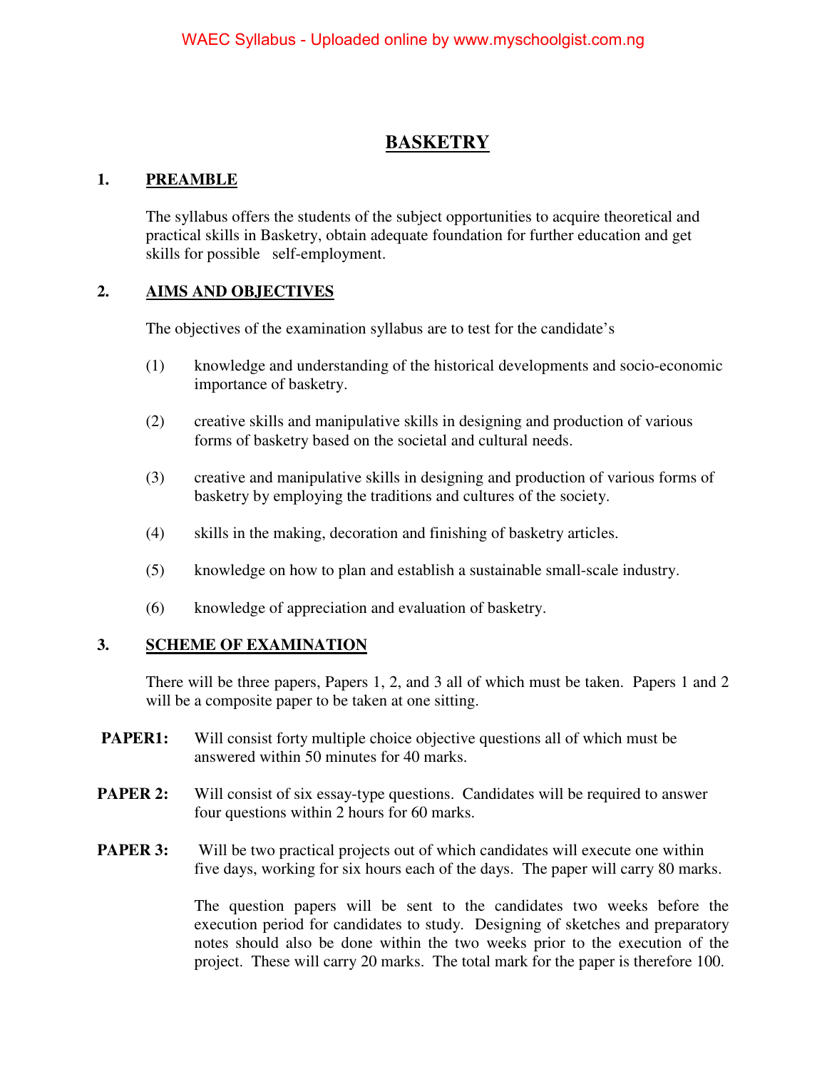# BASKETRY

## 1. PREAMBLE

The syllabus offers the students of the subject opportunities to acquire theoretical and practical skills in Basketry, obtain adequate foundation for further education and get skills for possible self-employment.

## 2. AIMS AND OBJECTIVES

The objectives of the examination syllabus are to test for the candidate's

(1) knowledge and understanding of the historical developments and socio-economic importance of basketry.

(2) creative skills and manipulative skills in designing and production of various forms of basketry based on the societal and cultural needs.

(3) creative and manipulative skills in designing and production of various forms of basketry by employing the traditions and cultures of the society.

(4) skills in the making, decoration and finishing of basketry articles.

(5) knowledge on how to plan and establish a sustainable small-scale industry.

(6) knowledge of appreciation and evaluation of basketry.

## 3. SCHEME OF EXAMINATION

There will be three papers, Papers 1, 2, and 3 all of which must be taken. Papers 1 and 2 will be a composite paper to be taken at one sitting.

**PAPER1:** Will consist forty multiple choice objective questions all of which must be answered within 50 minutes for 40 marks.

**PAPER 2:** Will consist of six essay-type questions. Candidates will be required to answer four questions within 2 hours for 60 marks.

**PAPER 3:** Will be two practical projects out of which candidates will execute one within five days, working for six hours each of the days. The paper will carry 80 marks.

The question papers will be sent to the candidates two weeks before the execution period for candidates to study. Designing of sketches and preparatory notes should also be done within the two weeks prior to the execution of the project. These will carry 20 marks. The total mark for the paper is therefore 100.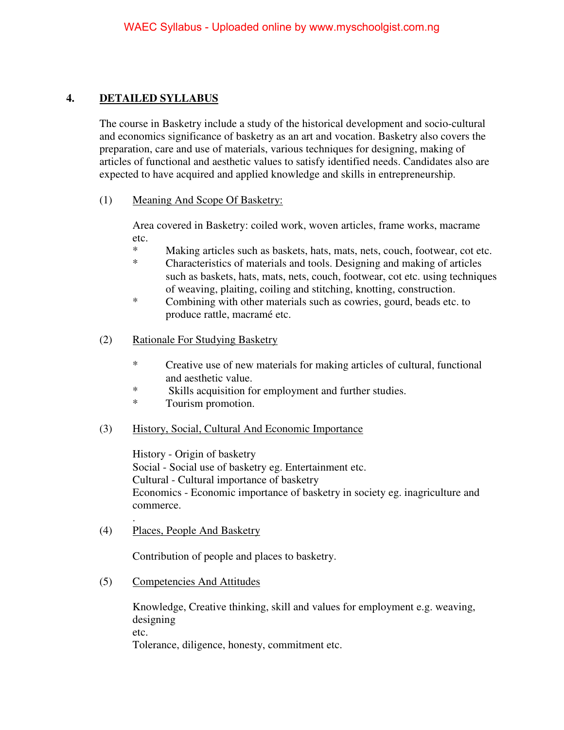## 4. DETAILED SYLLABUS

The course in Basketry include a study of the historical development and socio-cultural and economics significance of basketry as an art and vocation. Basketry also covers the preparation, care and use of materials, various techniques for designing, making of articles of functional and aesthetic values to satisfy identified needs. Candidates also are expected to have acquired and applied knowledge and skills in entrepreneurship.

(1) Meaning And Scope Of Basketry:

Area covered in Basketry: coiled work, woven articles, frame works, macrame etc.

- Making articles such as baskets, hats, mats, nets, couch, footwear, cot etc.
- Characteristics of materials and tools. Designing and making of articles such as baskets, hats, mats, nets, couch, footwear, cot etc. using techniques of weaving, plaiting, coiling and stitching, knotting, construction.
- Combining with other materials such as cowries, gourd, beads etc. to produce rattle, macramé etc.

(2) Rationale For Studying Basketry

- Creative use of new materials for making articles of cultural, functional and aesthetic value.
- Skills acquisition for employment and further studies.
- Tourism promotion.

(3) History, Social, Cultural And Economic Importance

History - Origin of basketry
Social - Social use of basketry eg. Entertainment etc.
Cultural - Cultural importance of basketry
Economics - Economic importance of basketry in society eg. inagriculture and commerce.

(4) Places, People And Basketry

Contribution of people and places to basketry.

(5) Competencies And Attitudes

Knowledge, Creative thinking, skill and values for employment e.g. weaving, designing etc.
Tolerance, diligence, honesty, commitment etc.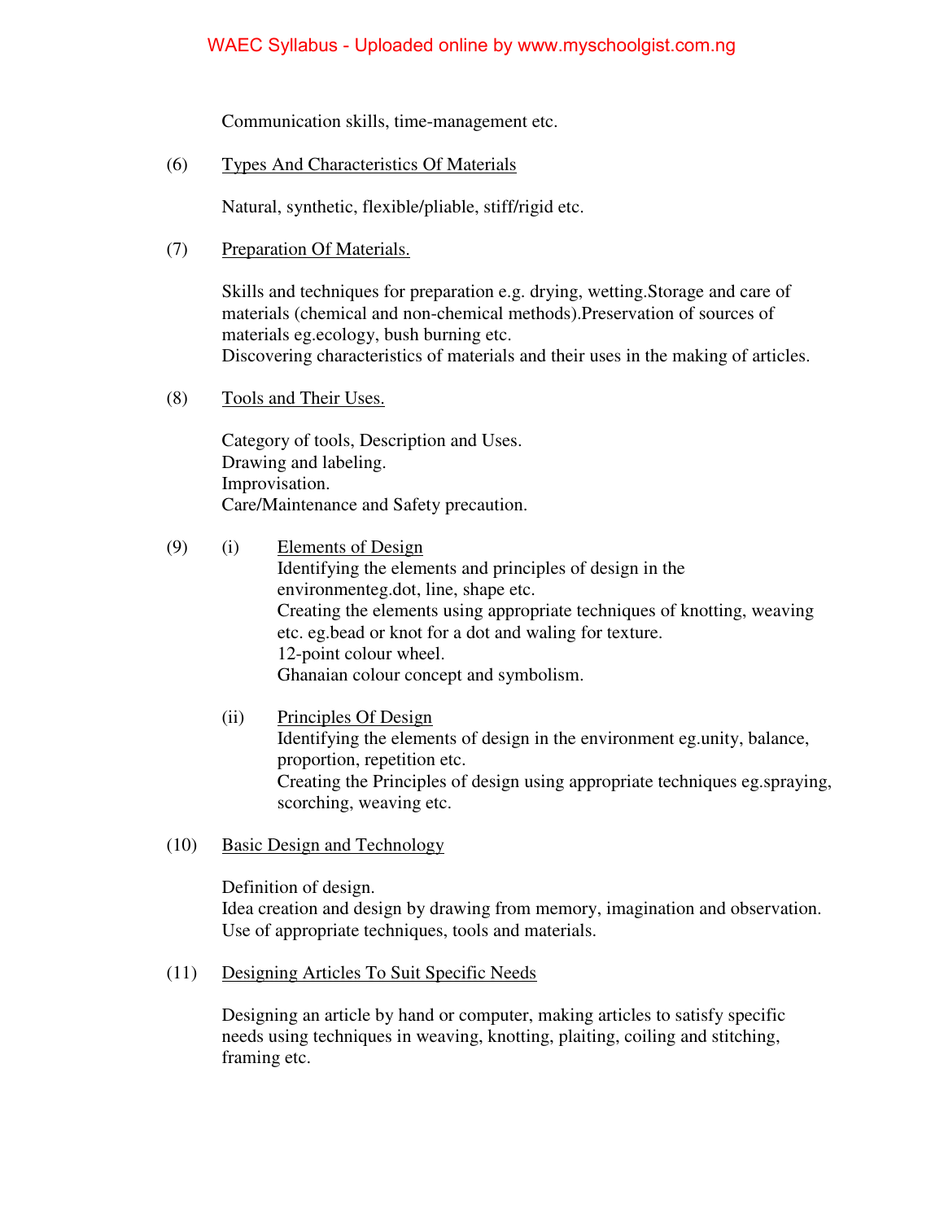Communication skills, time-management etc.

(6) <u>Types And Characteristics Of Materials</u>

Natural, synthetic, flexible/pliable, stiff/rigid etc.

(7) <u>Preparation Of Materials.</u>

Skills and techniques for preparation e.g. drying, wetting.Storage and care of materials (chemical and non-chemical methods).Preservation of sources of materials eg.ecology, bush burning etc.
Discovering characteristics of materials and their uses in the making of articles.

(8) <u>Tools and Their Uses.</u>

Category of tools, Description and Uses.
Drawing and labeling.
Improvisation.
Care/Maintenance and Safety precaution.

(9) (i) <u>Elements of Design</u>
Identifying the elements and principles of design in the environmenteg.dot, line, shape etc.
Creating the elements using appropriate techniques of knotting, weaving etc. eg.bead or knot for a dot and waling for texture.
12-point colour wheel.
Ghanaian colour concept and symbolism.

(ii) <u>Principles Of Design</u>
Identifying the elements of design in the environment eg.unity, balance, proportion, repetition etc.
Creating the Principles of design using appropriate techniques eg.spraying, scorching, weaving etc.

(10) <u>Basic Design and Technology</u>

Definition of design.
Idea creation and design by drawing from memory, imagination and observation.
Use of appropriate techniques, tools and materials.

(11) <u>Designing Articles To Suit Specific Needs</u>

Designing an article by hand or computer, making articles to satisfy specific needs using techniques in weaving, knotting, plaiting, coiling and stitching, framing etc.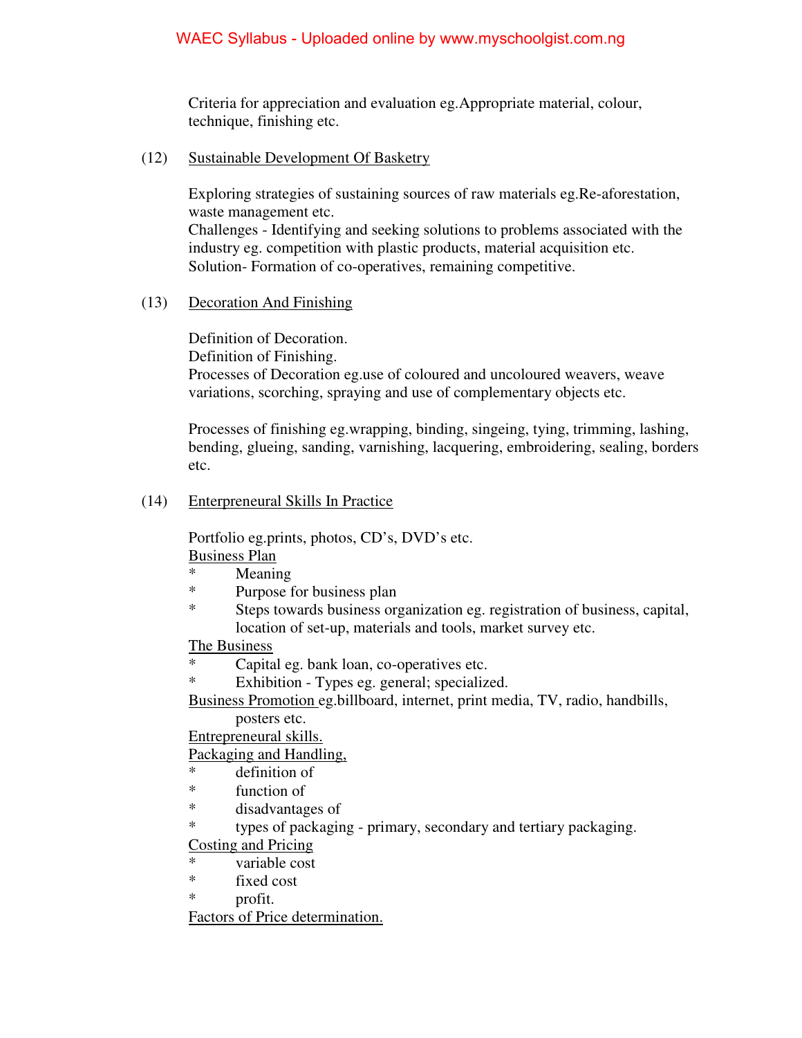Criteria for appreciation and evaluation eg.Appropriate material, colour, technique, finishing etc.

(12) <u>Sustainable Development Of Basketry</u>

Exploring strategies of sustaining sources of raw materials eg.Re-aforestation, waste management etc.
Challenges - Identifying and seeking solutions to problems associated with the industry eg. competition with plastic products, material acquisition etc.
Solution- Formation of co-operatives, remaining competitive.

(13) <u>Decoration And Finishing</u>

Definition of Decoration.
Definition of Finishing.
Processes of Decoration eg.use of coloured and uncoloured weavers, weave variations, scorching, spraying and use of complementary objects etc.

Processes of finishing eg.wrapping, binding, singeing, tying, trimming, lashing, bending, glueing, sanding, varnishing, lacquering, embroidering, sealing, borders etc.

(14) <u>Enterpreneural Skills In Practice</u>

Portfolio eg.prints, photos, CD's, DVD's etc.
<u>Business Plan</u>
* Meaning
* Purpose for business plan
* Steps towards business organization eg. registration of business, capital, location of set-up, materials and tools, market survey etc.

<u>The Business</u>
* Capital eg. bank loan, co-operatives etc.
* Exhibition - Types eg. general; specialized.

<u>Business Promotion</u> eg.billboard, internet, print media, TV, radio, handbills, posters etc.
<u>Entrepreneural skills.</u>
<u>Packaging and Handling,</u>
* definition of
* function of
* disadvantages of
* types of packaging - primary, secondary and tertiary packaging.

<u>Costing and Pricing</u>
* variable cost
* fixed cost
* profit.

<u>Factors of Price determination.</u>